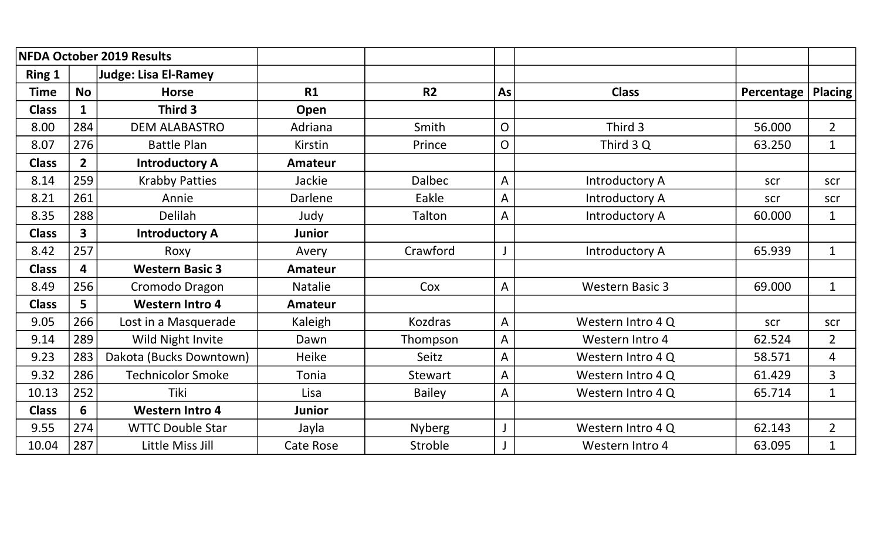| NFDA October 2019 Results | | | | | | | | |
|---|---|---|---|---|---|---|---|---|
| **Ring 1** | | **Judge: Lisa El-Ramey** | | | | | | |
| **Time** | **No** | **Horse** | **R1** | **R2** | **As** | **Class** | **Percentage** | **Placing** |
| **Class** | **1** | **Third 3** | **Open** | | | | | |
| 8.00 | 284 | DEM ALABASTRO | Adriana | Smith | O | Third 3 | 56.000 | 2 |
| 8.07 | 276 | Battle Plan | Kirstin | Prince | O | Third 3 Q | 63.250 | 1 |
| **Class** | **2** | **Introductory A** | **Amateur** | | | | | |
| 8.14 | 259 | Krabby Patties | Jackie | Dalbec | A | Introductory A | scr | scr |
| 8.21 | 261 | Annie | Darlene | Eakle | A | Introductory A | scr | scr |
| 8.35 | 288 | Delilah | Judy | Talton | A | Introductory A | 60.000 | 1 |
| **Class** | **3** | **Introductory A** | **Junior** | | | | | |
| 8.42 | 257 | Roxy | Avery | Crawford | J | Introductory A | 65.939 | 1 |
| **Class** | **4** | **Western Basic 3** | **Amateur** | | | | | |
| 8.49 | 256 | Cromodo Dragon | Natalie | Cox | A | Western Basic 3 | 69.000 | 1 |
| **Class** | **5** | **Western Intro 4** | **Amateur** | | | | | |
| 9.05 | 266 | Lost in a Masquerade | Kaleigh | Kozdras | A | Western Intro 4 Q | scr | scr |
| 9.14 | 289 | Wild Night Invite | Dawn | Thompson | A | Western Intro 4 | 62.524 | 2 |
| 9.23 | 283 | Dakota (Bucks Downtown) | Heike | Seitz | A | Western Intro 4 Q | 58.571 | 4 |
| 9.32 | 286 | Technicolor Smoke | Tonia | Stewart | A | Western Intro 4 Q | 61.429 | 3 |
| 10.13 | 252 | Tiki | Lisa | Bailey | A | Western Intro 4 Q | 65.714 | 1 |
| **Class** | **6** | **Western Intro 4** | **Junior** | | | | | |
| 9.55 | 274 | WTTC Double Star | Jayla | Nyberg | J | Western Intro 4 Q | 62.143 | 2 |
| 10.04 | 287 | Little Miss Jill | Cate Rose | Stroble | J | Western Intro 4 | 63.095 | 1 |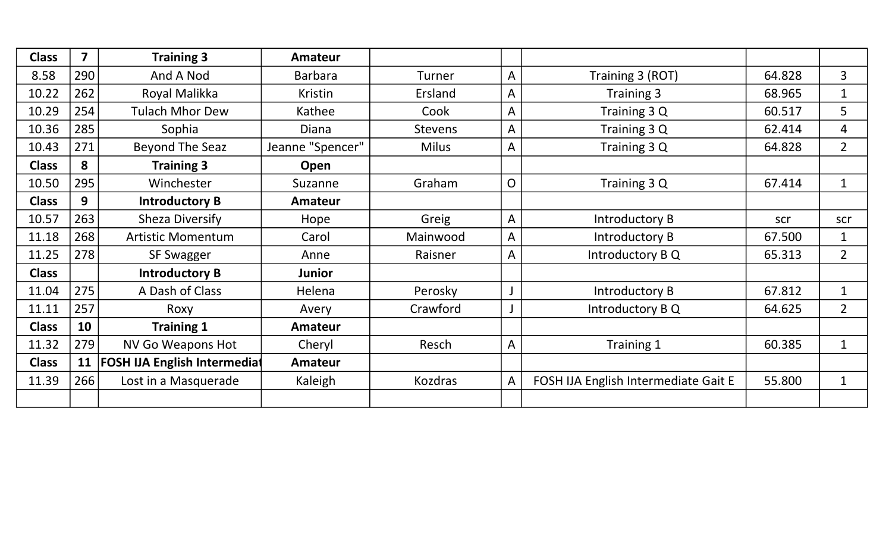| Class | 7 | Training 3 | Amateur | | | | | |
|---|---|---|---|---|---|---|---|---|
| 8.58 | 290 | And A Nod | Barbara | Turner | A | Training 3 (ROT) | 64.828 | 3 |
| 10.22 | 262 | Royal Malikka | Kristin | Ersland | A | Training 3 | 68.965 | 1 |
| 10.29 | 254 | Tulach Mhor Dew | Kathee | Cook | A | Training 3 Q | 60.517 | 5 |
| 10.36 | 285 | Sophia | Diana | Stevens | A | Training 3 Q | 62.414 | 4 |
| 10.43 | 271 | Beyond The Seaz | Jeanne "Spencer" | Milus | A | Training 3 Q | 64.828 | 2 |
| **Class** | **8** | **Training 3** | **Open** | | | | | |
| 10.50 | 295 | Winchester | Suzanne | Graham | O | Training 3 Q | 67.414 | 1 |
| **Class** | **9** | **Introductory B** | **Amateur** | | | | | |
| 10.57 | 263 | Sheza Diversify | Hope | Greig | A | Introductory B | scr | scr |
| 11.18 | 268 | Artistic Momentum | Carol | Mainwood | A | Introductory B | 67.500 | 1 |
| 11.25 | 278 | SF Swagger | Anne | Raisner | A | Introductory B Q | 65.313 | 2 |
| **Class** | | **Introductory B** | **Junior** | | | | | |
| 11.04 | 275 | A Dash of Class | Helena | Perosky | J | Introductory B | 67.812 | 1 |
| 11.11 | 257 | Roxy | Avery | Crawford | J | Introductory B Q | 64.625 | 2 |
| **Class** | **10** | **Training 1** | **Amateur** | | | | | |
| 11.32 | 279 | NV Go Weapons Hot | Cheryl | Resch | A | Training 1 | 60.385 | 1 |
| **Class** | **11** | **FOSH IJA English Intermediat** | **Amateur** | | | | | |
| 11.39 | 266 | Lost in a Masquerade | Kaleigh | Kozdras | A | FOSH IJA English Intermediate Gait E | 55.800 | 1 |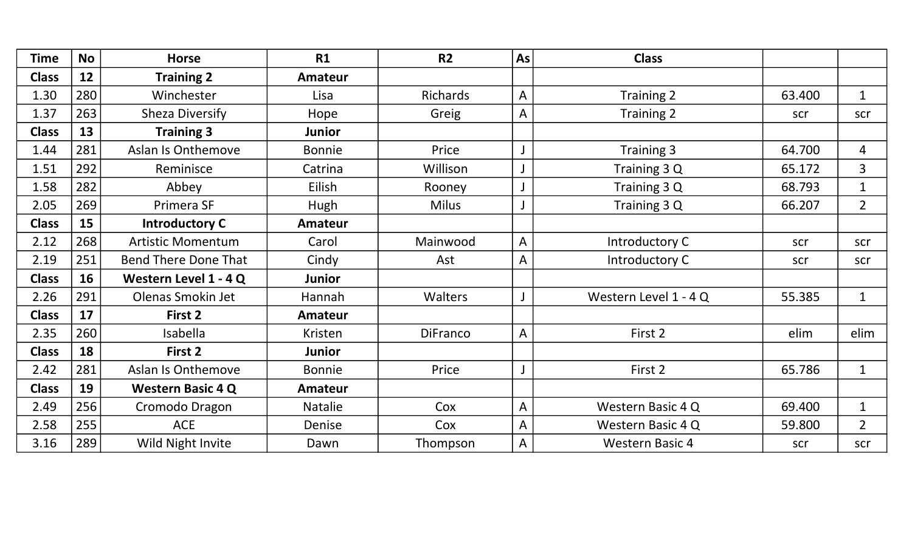| Time | No | Horse | R1 | R2 | As | Class | | |
|---|---|---|---|---|---|---|---|---|
| **Class** | **12** | **Training 2** | **Amateur** | | | | | |
| 1.30 | 280 | Winchester | Lisa | Richards | A | Training 2 | 63.400 | 1 |
| 1.37 | 263 | Sheza Diversify | Hope | Greig | A | Training 2 | scr | scr |
| **Class** | **13** | **Training 3** | **Junior** | | | | | |
| 1.44 | 281 | Aslan Is Onthemove | Bonnie | Price | J | Training 3 | 64.700 | 4 |
| 1.51 | 292 | Reminisce | Catrina | Willison | J | Training 3 Q | 65.172 | 3 |
| 1.58 | 282 | Abbey | Eilish | Rooney | J | Training 3 Q | 68.793 | 1 |
| 2.05 | 269 | Primera SF | Hugh | Milus | J | Training 3 Q | 66.207 | 2 |
| **Class** | **15** | **Introductory C** | **Amateur** | | | | | |
| 2.12 | 268 | Artistic Momentum | Carol | Mainwood | A | Introductory C | scr | scr |
| 2.19 | 251 | Bend There Done That | Cindy | Ast | A | Introductory C | scr | scr |
| **Class** | **16** | **Western Level 1 - 4 Q** | **Junior** | | | | | |
| 2.26 | 291 | Olenas Smokin Jet | Hannah | Walters | J | Western Level 1 - 4 Q | 55.385 | 1 |
| **Class** | **17** | **First 2** | **Amateur** | | | | | |
| 2.35 | 260 | Isabella | Kristen | DiFranco | A | First 2 | elim | elim |
| **Class** | **18** | **First 2** | **Junior** | | | | | |
| 2.42 | 281 | Aslan Is Onthemove | Bonnie | Price | J | First 2 | 65.786 | 1 |
| **Class** | **19** | **Western Basic 4 Q** | **Amateur** | | | | | |
| 2.49 | 256 | Cromodo Dragon | Natalie | Cox | A | Western Basic 4 Q | 69.400 | 1 |
| 2.58 | 255 | ACE | Denise | Cox | A | Western Basic 4 Q | 59.800 | 2 |
| 3.16 | 289 | Wild Night Invite | Dawn | Thompson | A | Western Basic 4 | scr | scr |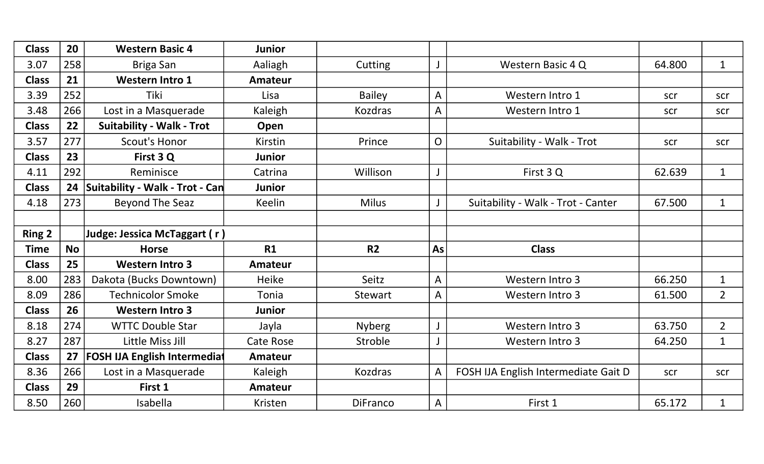| Class | 20 | Western Basic 4 | Junior | | | | | |
|---|---|---|---|---|---|---|---|---|
| 3.07 | 258 | Briga San | Aaliagh | Cutting | J | Western Basic 4 Q | 64.800 | 1 |
| Class | 21 | Western Intro 1 | Amateur | | | | | |
| 3.39 | 252 | Tiki | Lisa | Bailey | A | Western Intro 1 | scr | scr |
| 3.48 | 266 | Lost in a Masquerade | Kaleigh | Kozdras | A | Western Intro 1 | scr | scr |
| Class | 22 | Suitability - Walk - Trot | Open | | | | | |
| 3.57 | 277 | Scout's Honor | Kirstin | Prince | O | Suitability - Walk - Trot | scr | scr |
| Class | 23 | First 3 Q | Junior | | | | | |
| 4.11 | 292 | Reminisce | Catrina | Willison | J | First 3 Q | 62.639 | 1 |
| Class | 24 | Suitability - Walk - Trot - Can | Junior | | | | | |
| 4.18 | 273 | Beyond The Seaz | Keelin | Milus | J | Suitability - Walk - Trot - Canter | 67.500 | 1 |
| | | | | | | | | |
| Ring 2 | | Judge: Jessica McTaggart ( r ) | | | | | | |
| Time | No | Horse | R1 | R2 | As | Class | | |
| Class | 25 | Western Intro 3 | Amateur | | | | | |
| 8.00 | 283 | Dakota (Bucks Downtown) | Heike | Seitz | A | Western Intro 3 | 66.250 | 1 |
| 8.09 | 286 | Technicolor Smoke | Tonia | Stewart | A | Western Intro 3 | 61.500 | 2 |
| Class | 26 | Western Intro 3 | Junior | | | | | |
| 8.18 | 274 | WTTC Double Star | Jayla | Nyberg | J | Western Intro 3 | 63.750 | 2 |
| 8.27 | 287 | Little Miss Jill | Cate Rose | Stroble | J | Western Intro 3 | 64.250 | 1 |
| Class | 27 | FOSH IJA English Intermediat | Amateur | | | | | |
| 8.36 | 266 | Lost in a Masquerade | Kaleigh | Kozdras | A | FOSH IJA English Intermediate Gait D | scr | scr |
| Class | 29 | First 1 | Amateur | | | | | |
| 8.50 | 260 | Isabella | Kristen | DiFranco | A | First 1 | 65.172 | 1 |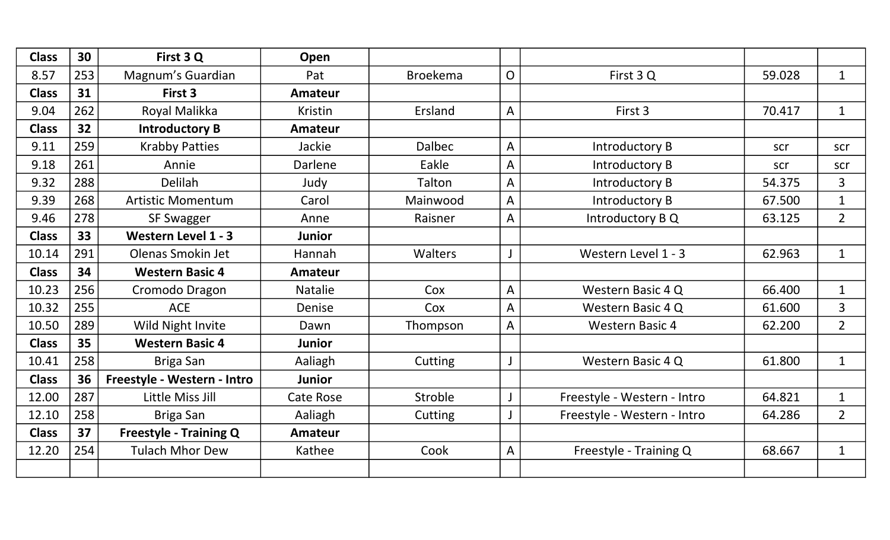| Class | 30 | First 3 Q | Open | | | | | |
|---|---|---|---|---|---|---|---|---|
| 8.57 | 253 | Magnum's Guardian | Pat | Broekema | O | First 3 Q | 59.028 | 1 |
| **Class** | **31** | **First 3** | **Amateur** | | | | | |
| 9.04 | 262 | Royal Malikka | Kristin | Ersland | A | First 3 | 70.417 | 1 |
| **Class** | **32** | **Introductory B** | **Amateur** | | | | | |
| 9.11 | 259 | Krabby Patties | Jackie | Dalbec | A | Introductory B | scr | scr |
| 9.18 | 261 | Annie | Darlene | Eakle | A | Introductory B | scr | scr |
| 9.32 | 288 | Delilah | Judy | Talton | A | Introductory B | 54.375 | 3 |
| 9.39 | 268 | Artistic Momentum | Carol | Mainwood | A | Introductory B | 67.500 | 1 |
| 9.46 | 278 | SF Swagger | Anne | Raisner | A | Introductory B Q | 63.125 | 2 |
| **Class** | **33** | **Western Level 1 - 3** | **Junior** | | | | | |
| 10.14 | 291 | Olenas Smokin Jet | Hannah | Walters | J | Western Level 1 - 3 | 62.963 | 1 |
| **Class** | **34** | **Western Basic 4** | **Amateur** | | | | | |
| 10.23 | 256 | Cromodo Dragon | Natalie | Cox | A | Western Basic 4 Q | 66.400 | 1 |
| 10.32 | 255 | ACE | Denise | Cox | A | Western Basic 4 Q | 61.600 | 3 |
| 10.50 | 289 | Wild Night Invite | Dawn | Thompson | A | Western Basic 4 | 62.200 | 2 |
| **Class** | **35** | **Western Basic 4** | **Junior** | | | | | |
| 10.41 | 258 | Briga San | Aaliagh | Cutting | J | Western Basic 4 Q | 61.800 | 1 |
| **Class** | **36** | **Freestyle - Western - Intro** | **Junior** | | | | | |
| 12.00 | 287 | Little Miss Jill | Cate Rose | Stroble | J | Freestyle - Western - Intro | 64.821 | 1 |
| 12.10 | 258 | Briga San | Aaliagh | Cutting | J | Freestyle - Western - Intro | 64.286 | 2 |
| **Class** | **37** | **Freestyle - Training Q** | **Amateur** | | | | | |
| 12.20 | 254 | Tulach Mhor Dew | Kathee | Cook | A | Freestyle - Training Q | 68.667 | 1 |
| | | | | | | | | |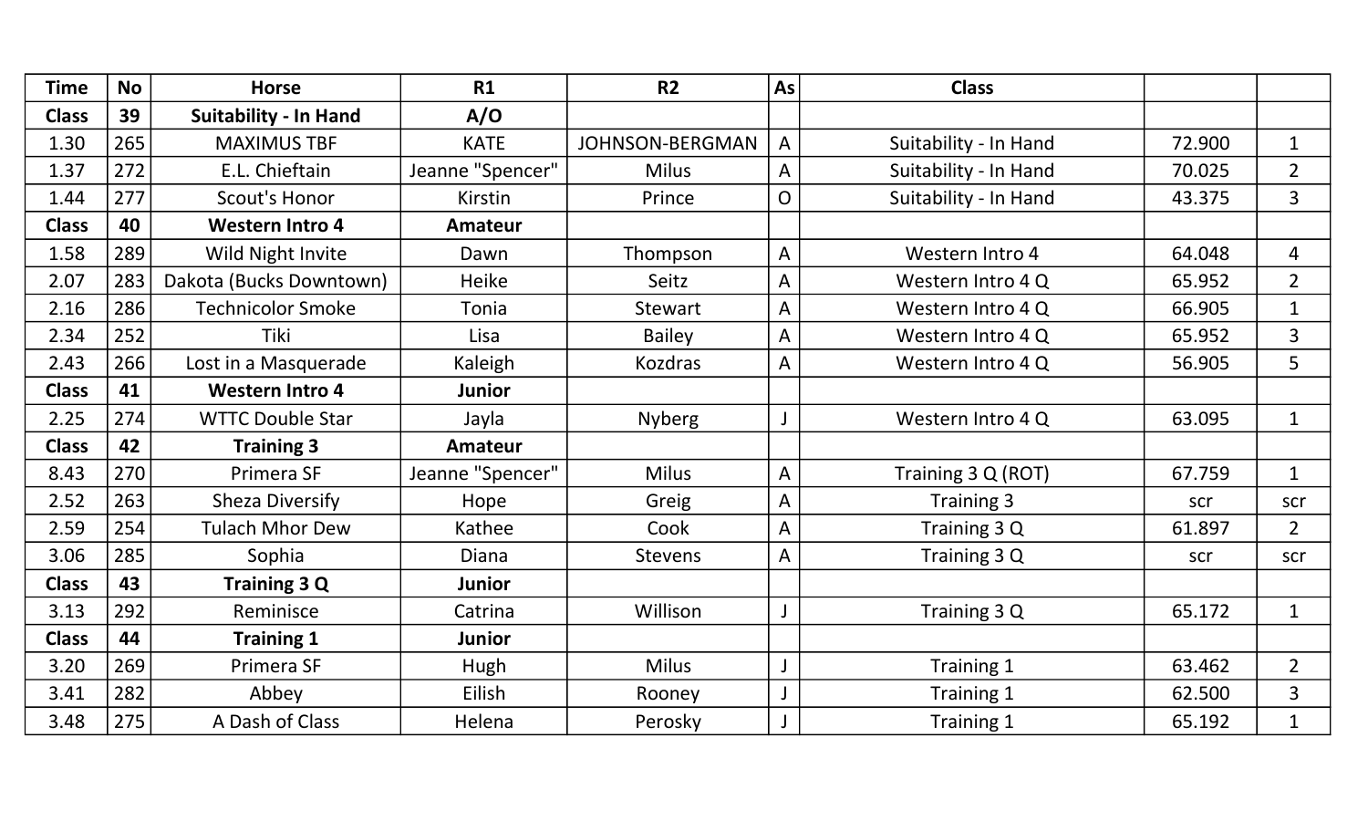| Time | No | Horse | R1 | R2 | As | Class | | |
|---|---|---|---|---|---|---|---|---|
| **Class** | **39** | **Suitability - In Hand** | **A/O** | | | | | |
| 1.30 | 265 | MAXIMUS TBF | KATE | JOHNSON-BERGMAN | A | Suitability - In Hand | 72.900 | 1 |
| 1.37 | 272 | E.L. Chieftain | Jeanne "Spencer" | Milus | A | Suitability - In Hand | 70.025 | 2 |
| 1.44 | 277 | Scout's Honor | Kirstin | Prince | O | Suitability - In Hand | 43.375 | 3 |
| **Class** | **40** | **Western Intro 4** | **Amateur** | | | | | |
| 1.58 | 289 | Wild Night Invite | Dawn | Thompson | A | Western Intro 4 | 64.048 | 4 |
| 2.07 | 283 | Dakota (Bucks Downtown) | Heike | Seitz | A | Western Intro 4 Q | 65.952 | 2 |
| 2.16 | 286 | Technicolor Smoke | Tonia | Stewart | A | Western Intro 4 Q | 66.905 | 1 |
| 2.34 | 252 | Tiki | Lisa | Bailey | A | Western Intro 4 Q | 65.952 | 3 |
| 2.43 | 266 | Lost in a Masquerade | Kaleigh | Kozdras | A | Western Intro 4 Q | 56.905 | 5 |
| **Class** | **41** | **Western Intro 4** | **Junior** | | | | | |
| 2.25 | 274 | WTTC Double Star | Jayla | Nyberg | J | Western Intro 4 Q | 63.095 | 1 |
| **Class** | **42** | **Training 3** | **Amateur** | | | | | |
| 8.43 | 270 | Primera SF | Jeanne "Spencer" | Milus | A | Training 3 Q (ROT) | 67.759 | 1 |
| 2.52 | 263 | Sheza Diversify | Hope | Greig | A | Training 3 | scr | scr |
| 2.59 | 254 | Tulach Mhor Dew | Kathee | Cook | A | Training 3 Q | 61.897 | 2 |
| 3.06 | 285 | Sophia | Diana | Stevens | A | Training 3 Q | scr | scr |
| **Class** | **43** | **Training 3 Q** | **Junior** | | | | | |
| 3.13 | 292 | Reminisce | Catrina | Willison | J | Training 3 Q | 65.172 | 1 |
| **Class** | **44** | **Training 1** | **Junior** | | | | | |
| 3.20 | 269 | Primera SF | Hugh | Milus | J | Training 1 | 63.462 | 2 |
| 3.41 | 282 | Abbey | Eilish | Rooney | J | Training 1 | 62.500 | 3 |
| 3.48 | 275 | A Dash of Class | Helena | Perosky | J | Training 1 | 65.192 | 1 |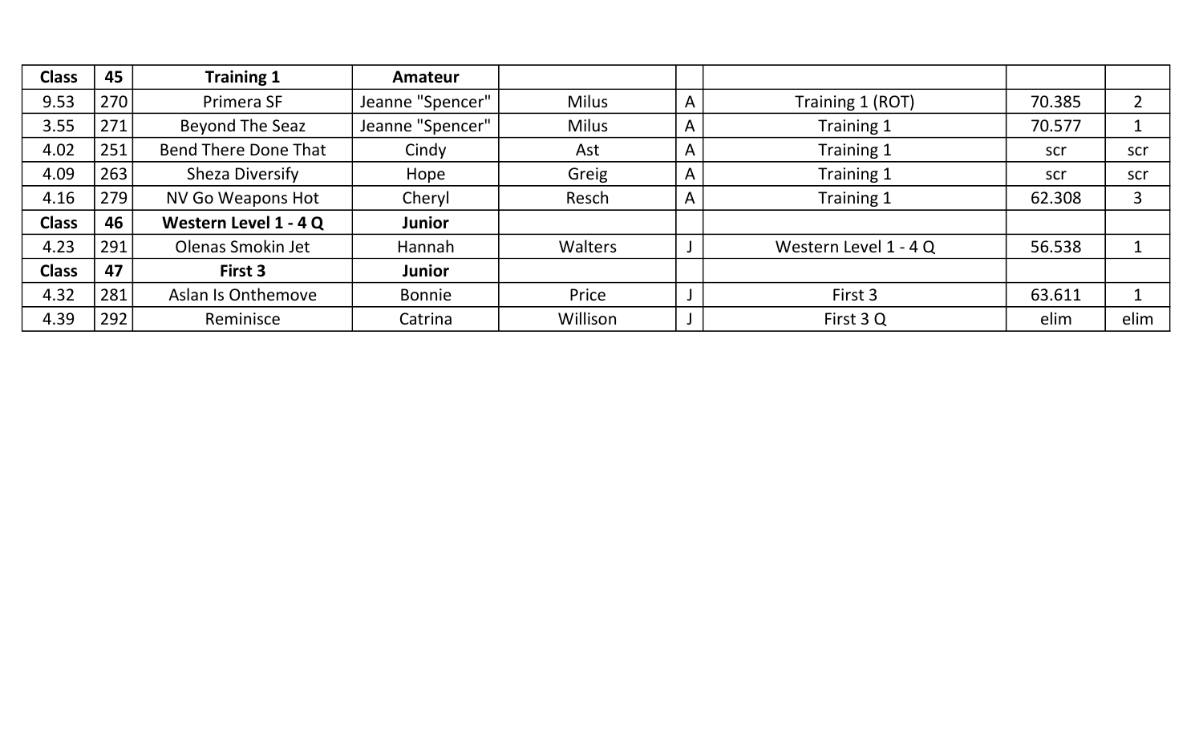| Class | 45 | Training 1 | Amateur | | | | | |
|---|---|---|---|---|---|---|---|---|
| 9.53 | 270 | Primera SF | Jeanne "Spencer" | Milus | A | Training 1 (ROT) | 70.385 | 2 |
| 3.55 | 271 | Beyond The Seaz | Jeanne "Spencer" | Milus | A | Training 1 | 70.577 | 1 |
| 4.02 | 251 | Bend There Done That | Cindy | Ast | A | Training 1 | scr | scr |
| 4.09 | 263 | Sheza Diversify | Hope | Greig | A | Training 1 | scr | scr |
| 4.16 | 279 | NV Go Weapons Hot | Cheryl | Resch | A | Training 1 | 62.308 | 3 |
| **Class** | **46** | **Western Level 1 - 4 Q** | **Junior** | | | | | |
| 4.23 | 291 | Olenas Smokin Jet | Hannah | Walters | J | Western Level 1 - 4 Q | 56.538 | 1 |
| **Class** | **47** | **First 3** | **Junior** | | | | | |
| 4.32 | 281 | Aslan Is Onthemove | Bonnie | Price | J | First 3 | 63.611 | 1 |
| 4.39 | 292 | Reminisce | Catrina | Willison | J | First 3 Q | elim | elim |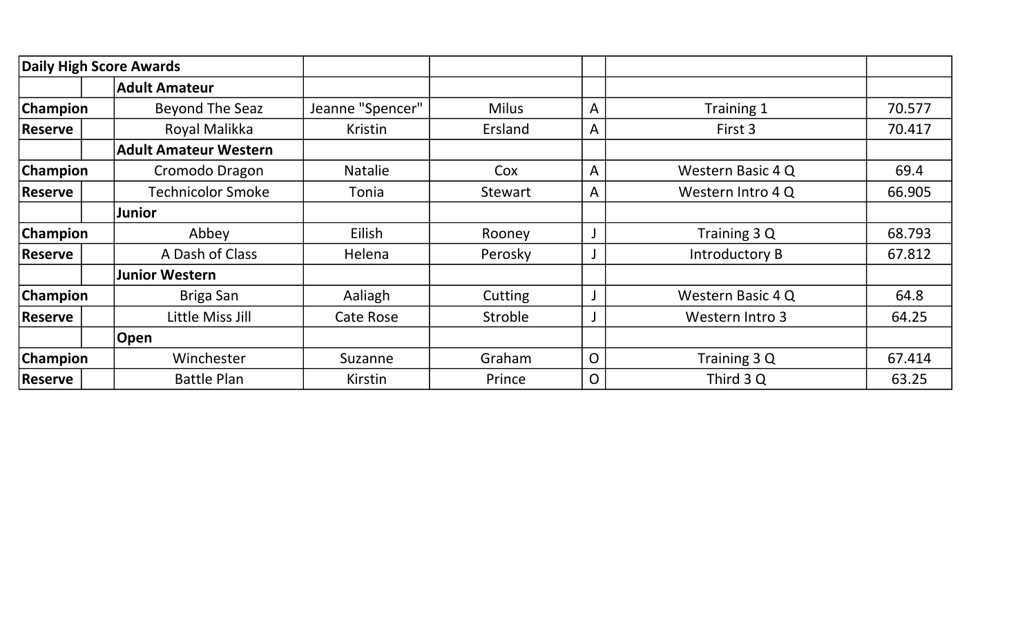| | | | | | | | |
|---|---|---|---|---|---|---|---|
| **Daily High Score Awards** | | | | | | | |
| | | **Adult Amateur** | | | | | |
| **Champion** | | Beyond The Seaz | Jeanne "Spencer" | Milus | A | Training 1 | 70.577 |
| **Reserve** | | Royal Malikka | Kristin | Ersland | A | First 3 | 70.417 |
| | | **Adult Amateur Western** | | | | | |
| **Champion** | | Cromodo Dragon | Natalie | Cox | A | Western Basic 4 Q | 69.4 |
| **Reserve** | | Technicolor Smoke | Tonia | Stewart | A | Western Intro 4 Q | 66.905 |
| | | **Junior** | | | | | |
| **Champion** | | Abbey | Eilish | Rooney | J | Training 3 Q | 68.793 |
| **Reserve** | | A Dash of Class | Helena | Perosky | J | Introductory B | 67.812 |
| | | **Junior Western** | | | | | |
| **Champion** | | Briga San | Aaliagh | Cutting | J | Western Basic 4 Q | 64.8 |
| **Reserve** | | Little Miss Jill | Cate Rose | Stroble | J | Western Intro 3 | 64.25 |
| | | **Open** | | | | | |
| **Champion** | | Winchester | Suzanne | Graham | O | Training 3 Q | 67.414 |
| **Reserve** | | Battle Plan | Kirstin | Prince | O | Third 3 Q | 63.25 |